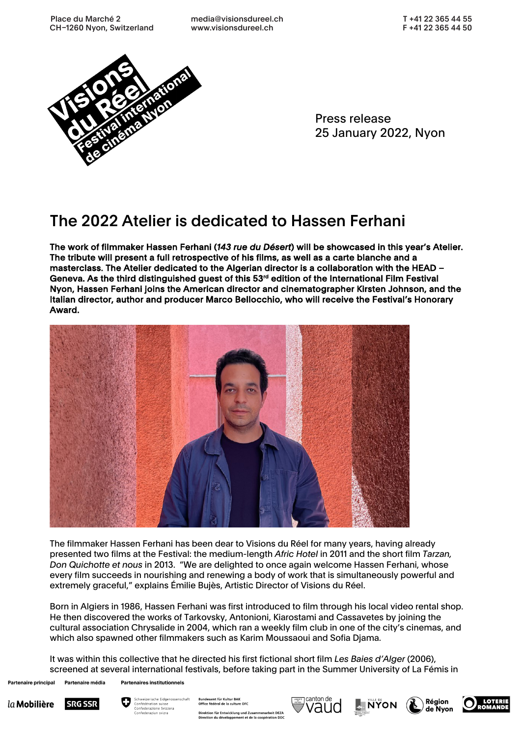Place du Marché 2
CH–1260 Nyon, Switzerland

media@visionsdureel.ch
www.visionsdureel.ch

T +41 22 365 44 55
F +41 22 365 44 50

Press release
25 January 2022, Nyon

# The 2022 Atelier is dedicated to Hassen Ferhani

**The work of filmmaker Hassen Ferhani (*143 rue du Désert*) will be showcased in this year's Atelier. The tribute will present a full retrospective of his films, as well as a carte blanche and a masterclass. The Atelier dedicated to the Algerian director is a collaboration with the HEAD – Geneva. As the third distinguished guest of this 53rd edition of the International Film Festival Nyon, Hassen Ferhani joins the American director and cinematographer Kirsten Johnson, and the Italian director, author and producer Marco Bellocchio, who will receive the Festival's Honorary Award.**

The filmmaker Hassen Ferhani has been dear to Visions du Réel for many years, having already presented two films at the Festival: the medium-length *Afric Hotel* in 2011 and the short film *Tarzan, Don Quichotte et nous* in 2013. "We are delighted to once again welcome Hassen Ferhani, whose every film succeeds in nourishing and renewing a body of work that is simultaneously powerful and extremely graceful," explains Émilie Bujès, Artistic Director of Visions du Réel.

Born in Algiers in 1986, Hassen Ferhani was first introduced to film through his local video rental shop. He then discovered the works of Tarkovsky, Antonioni, Kiarostami and Cassavetes by joining the cultural association Chrysalide in 2004, which ran a weekly film club in one of the city's cinemas, and which also spawned other filmmakers such as Karim Moussaoui and Sofia Djama.

It was within this collective that he directed his first fictional short film *Les Baies d'Alger* (2006), screened at several international festivals, before taking part in the Summer University of La Fémis in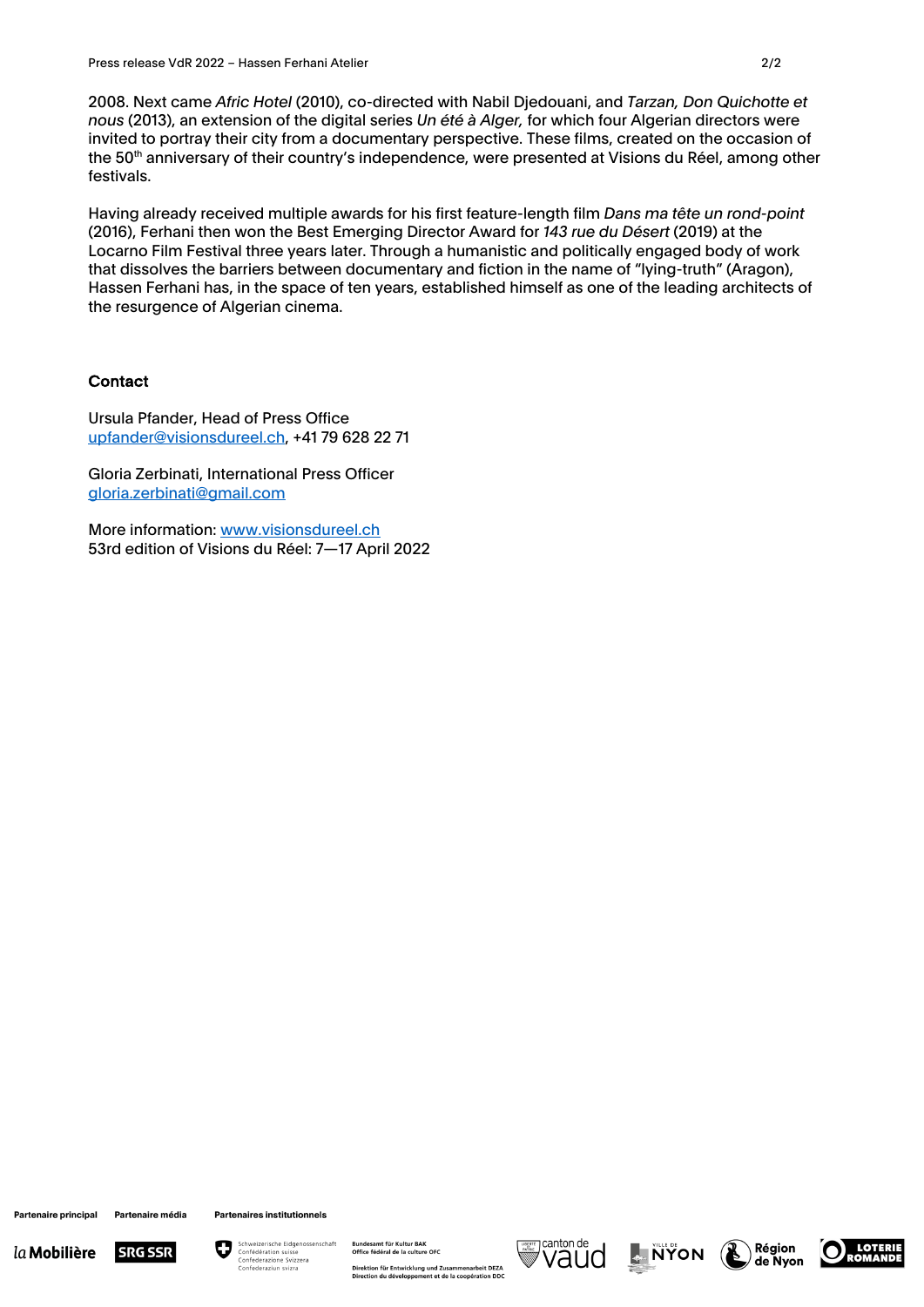2008. Next came *Afric Hotel* (2010), co-directed with Nabil Djedouani, and *Tarzan, Don Quichotte et nous* (2013), an extension of the digital series *Un été à Alger,* for which four Algerian directors were invited to portray their city from a documentary perspective. These films, created on the occasion of the 50th anniversary of their country's independence, were presented at Visions du Réel, among other festivals.

Having already received multiple awards for his first feature-length film *Dans ma tête un rond-point* (2016), Ferhani then won the Best Emerging Director Award for *143 rue du Désert* (2019) at the Locarno Film Festival three years later. Through a humanistic and politically engaged body of work that dissolves the barriers between documentary and fiction in the name of "lying-truth" (Aragon), Hassen Ferhani has, in the space of ten years, established himself as one of the leading architects of the resurgence of Algerian cinema.

**Contact**

Ursula Pfander, Head of Press Office
upfander@visionsdureel.ch, +41 79 628 22 71

Gloria Zerbinati, International Press Officer
gloria.zerbinati@gmail.com

More information: www.visionsdureel.ch
53rd edition of Visions du Réel: 7—17 April 2022

**Partenaire principal** **Partenaire média** **Partenaires institutionnels**

la Mobilière SRG SSR Schweizerische Eidgenossenschaft Confédération suisse Confederazione Svizzera Confederaziun svizra Bundesamt für Kultur BAK Office fédéral de la culture OFC Direktion für Entwicklung und Zusammenarbeit DEZA Direction du développement et de la coopération DDC canton de vaud Ville de Nyon Région de Nyon Loterie Romande